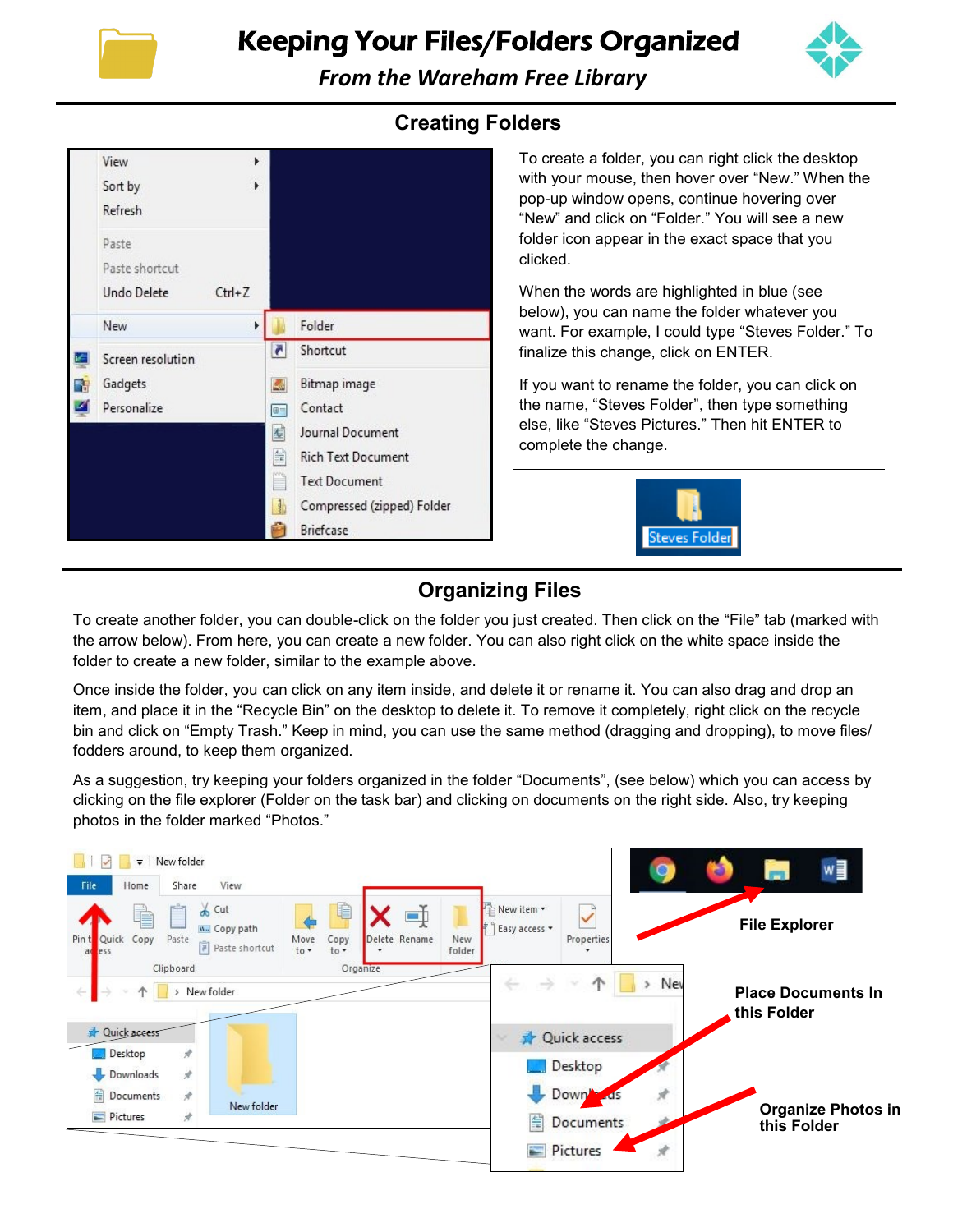# Keeping Your Files/Folders Organized

*From the Wareham Free Library*

## Creating Folders

To create a folder, you can right click the desktop with your mouse, then hover over "New." When the pop-up window opens, continue hovering over "New" and click on "Folder." You will see a new folder icon appear in the exact space that you clicked.

When the words are highlighted in blue (see below), you can name the folder whatever you want. For example, I could type "Steves Folder." To finalize this change, click on ENTER.

If you want to rename the folder, you can click on the name, "Steves Folder", then type something else, like "Steves Pictures." Then hit ENTER to complete the change.

## Organizing Files

To create another folder, you can double-click on the folder you just created. Then click on the "File" tab (marked with the arrow below). From here, you can create a new folder. You can also right click on the white space inside the folder to create a new folder, similar to the example above.

Once inside the folder, you can click on any item inside, and delete it or rename it. You can also drag and drop an item, and place it in the "Recycle Bin" on the desktop to delete it. To remove it completely, right click on the recycle bin and click on "Empty Trash." Keep in mind, you can use the same method (dragging and dropping), to move files/ fodders around, to keep them organized.

As a suggestion, try keeping your folders organized in the folder "Documents", (see below) which you can access by clicking on the file explorer (Folder on the task bar) and clicking on documents on the right side. Also, try keeping photos in the folder marked "Photos."

**File Explorer**

**Place Documents In this Folder**

**Organize Photos in this Folder**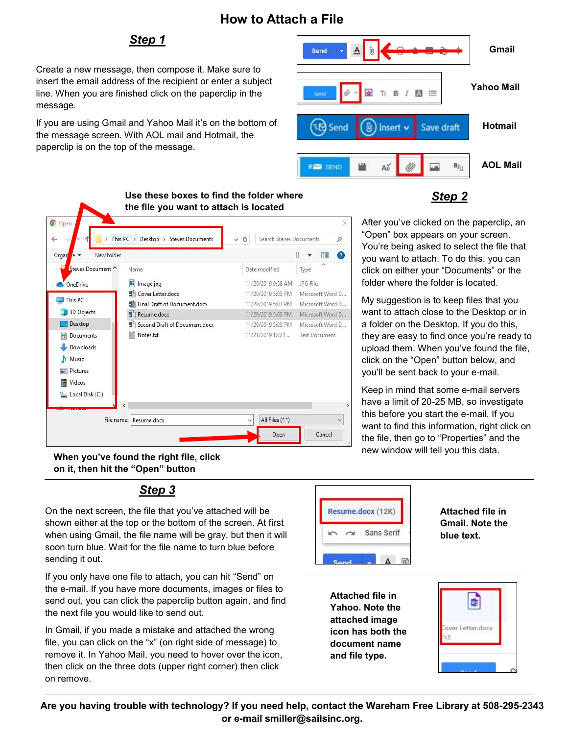# How to Attach a File

## Step 1

Create a new message, then compose it. Make sure to insert the email address of the recipient or enter a subject line. When you are finished click on the paperclip in the message.

If you are using Gmail and Yahoo Mail it's on the bottom of the message screen. With AOL mail and Hotmail, the paperclip is on the top of the message.

Gmail

Yahoo Mail

Hotmail

AOL Mail

**Use these boxes to find the folder where the file you want to attach is located**

**When you've found the right file, click on it, then hit the "Open" button**

## Step 2

After you've clicked on the paperclip, an "Open" box appears on your screen. You're being asked to select the file that you want to attach. To do this, you can click on either your "Documents" or the folder where the folder is located.

My suggestion is to keep files that you want to attach close to the Desktop or in a folder on the Desktop. If you do this, they are easy to find once you're ready to upload them. When you've found the file, click on the "Open" button below, and you'll be sent back to your e-mail.

Keep in mind that some e-mail servers have a limit of 20-25 MB, so investigate this before you start the e-mail. If you want to find this information, right click on the file, then go to "Properties" and the new window will tell you this data.

## Step 3

On the next screen, the file that you've attached will be shown either at the top or the bottom of the screen. At first when using Gmail, the file name will be gray, but then it will soon turn blue. Wait for the file name to turn blue before sending it out.

If you only have one file to attach, you can hit "Send" on the e-mail. If you have more documents, images or files to send out, you can click the paperclip button again, and find the next file you would like to send out.

In Gmail, if you made a mistake and attached the wrong file, you can click on the "x" (on right side of message) to remove it. In Yahoo Mail, you need to hover over the icon, then click on the three dots (upper right corner) then click on remove.

**Attached file in Gmail. Note the blue text.**

**Attached file in Yahoo. Note the attached image icon has both the document name and file type.**

**Are you having trouble with technology? If you need help, contact the Wareham Free Library at 508-295-2343 or e-mail smiller@sailsinc.org.**